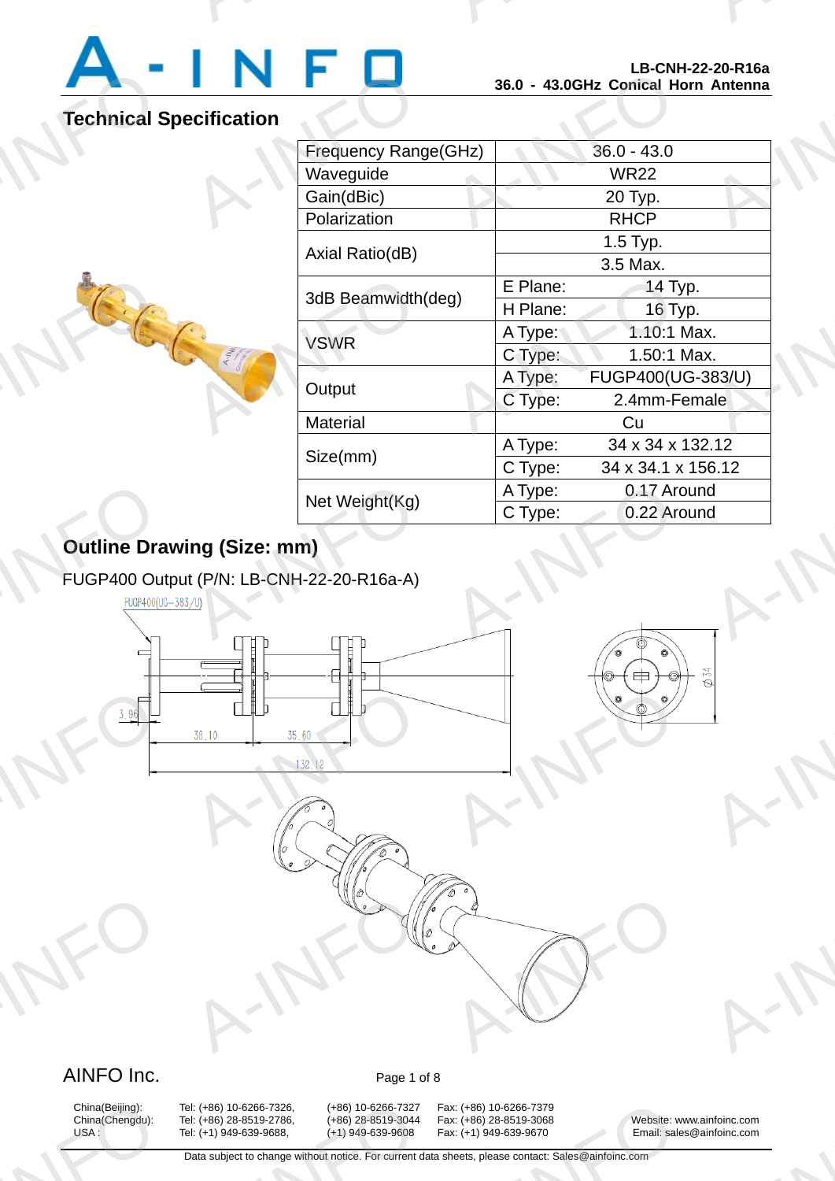LB-CNH-22-20-R16a
36.0 - 43.0GHz Conical Horn Antenna

## Technical Specification

| Frequency Range(GHz) | 36.0 - 43.0 | |
|---|---|---|
| Waveguide | WR22 | |
| Gain(dBic) | 20 Typ. | |
| Polarization | RHCP | |
| Axial Ratio(dB) | 1.5 Typ. | |
| | 3.5 Max. | |
| 3dB Beamwidth(deg) | E Plane: | 14 Typ. |
| | H Plane: | 16 Typ. |
| VSWR | A Type: | 1.10:1 Max. |
| | C Type: | 1.50:1 Max. |
| Output | A Type: | FUGP400(UG-383/U) |
| | C Type: | 2.4mm-Female |
| Material | Cu | |
| Size(mm) | A Type: | 34 x 34 x 132.12 |
| | C Type: | 34 x 34.1 x 156.12 |
| Net Weight(Kg) | A Type: | 0.17 Around |
| | C Type: | 0.22 Around |

## Outline Drawing (Size: mm)

FUGP400 Output (P/N: LB-CNH-22-20-R16a-A)

FUGP400(UG-383/U)

3.96

38.10

35.60

132.12

Φ34

AINFO Inc.

China(Beijing): Tel: (+86) 10-6266-7326, (+86) 10-6266-7327 Fax: (+86) 10-6266-7379
China(Chengdu): Tel: (+86) 28-8519-2786, (+86) 28-8519-3044 Fax: (+86) 28-8519-3068
USA : Tel: (+1) 949-639-9688, (+1) 949-639-9608 Fax: (+1) 949-639-9670

Website: www.ainfoinc.com
Email: sales@ainfoinc.com

Data subject to change without notice. For current data sheets, please contact: Sales@ainfoinc.com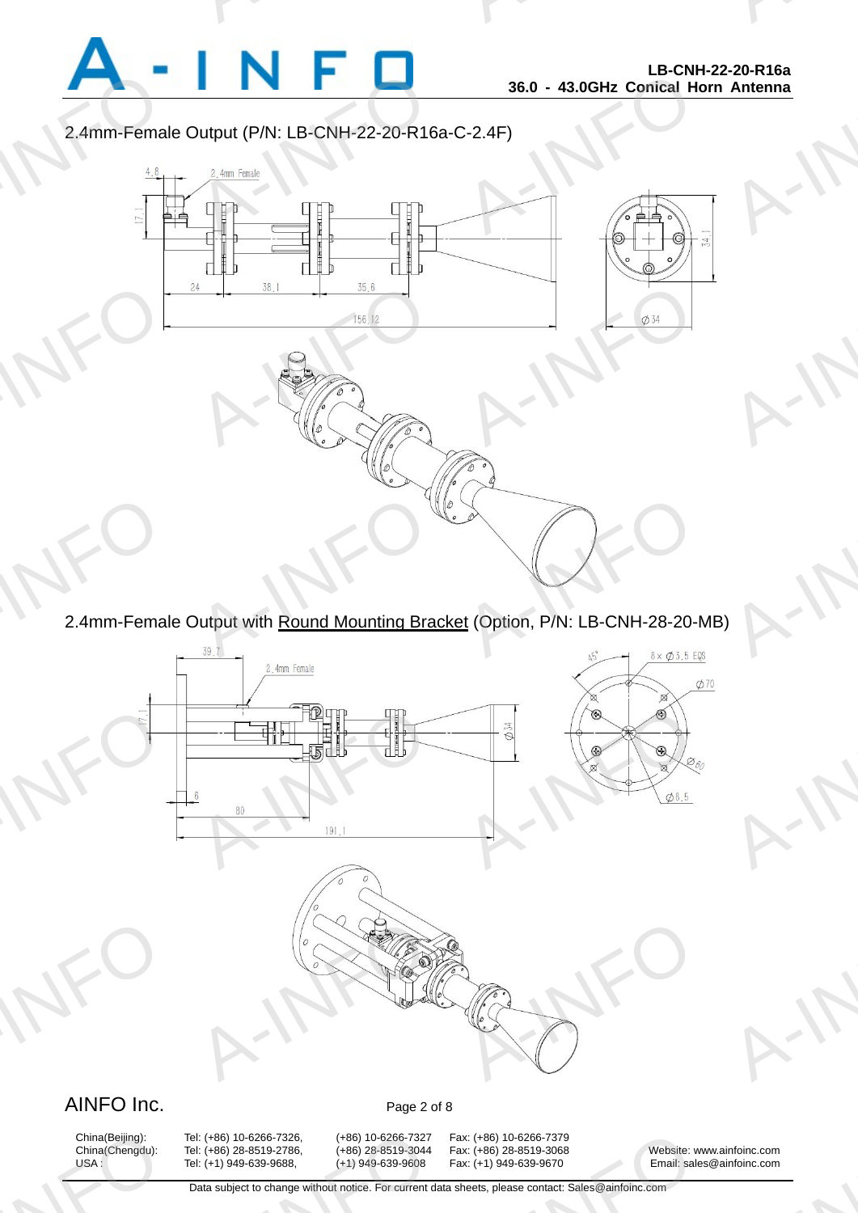## 2.4mm-Female Output (P/N: LB-CNH-22-20-R16a-C-2.4F)

4.8

2.4mm Female

17.1

24

38.1

35.6

156.12

34.1

Ø34

## 2.4mm-Female Output with Round Mounting Bracket (Option, P/N: LB-CNH-28-20-MB)

39.7

2.4mm Female

17.1

Ø34

6

80

191.1

45°

8× Ø3.5 EQS

Ø70

Ø60

Ø6.5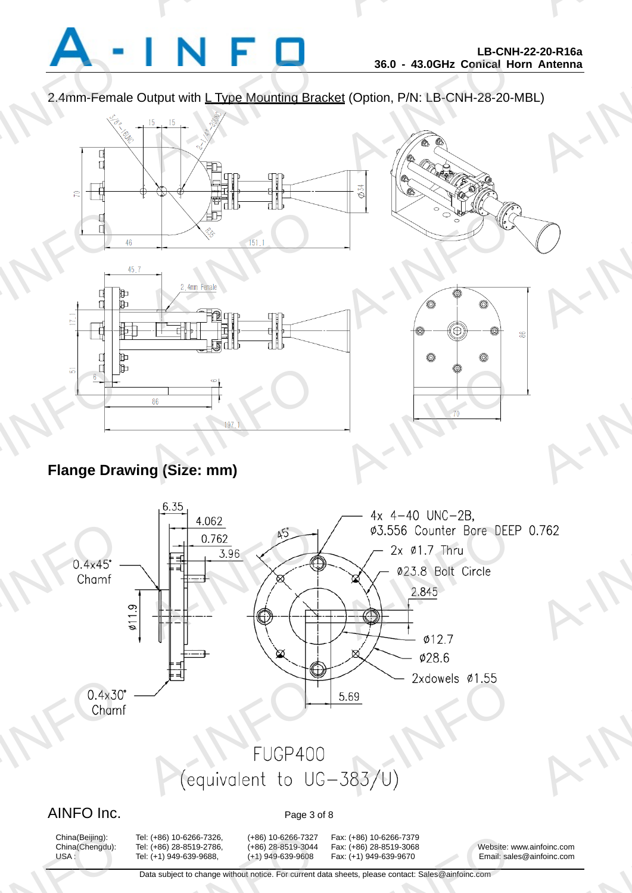2.4mm-Female Output with L Type Mounting Bracket (Option, P/N: LB-CNH-28-20-MBL)

3/8"-16UNC
15
15
2-1/4"-20UNC
70
Ø34
R45
46
151.1

45.7
2.4mm Female
17.1
51
6
6
86
197.1

86
70

## Flange Drawing (Size: mm)

6.35
4.062
0.762
3.96
45°
0.4x45° Chamf
Ø11.9
0.4x30° Chamf

4x 4-40 UNC-2B,
Ø3.556 Counter Bore DEEP 0.762
2x Ø1.7 Thru
Ø23.8 Bolt Circle
2.845
Ø12.7
Ø28.6
2xdowels Ø1.55
5.69

FUGP400
(equivalent to UG-383/U)

AINFO Inc.

| | | | |
|---|---|---|---|
| China(Beijing): | Tel: (+86) 10-6266-7326, | (+86) 10-6266-7327 | Fax: (+86) 10-6266-7379 |
| China(Chengdu): | Tel: (+86) 28-8519-2786, | (+86) 28-8519-3044 | Fax: (+86) 28-8519-3068 |
| USA : | Tel: (+1) 949-639-9688, | (+1) 949-639-9608 | Fax: (+1) 949-639-9670 |

Website: www.ainfoinc.com
Email: sales@ainfoinc.com

Data subject to change without notice. For current data sheets, please contact: Sales@ainfoinc.com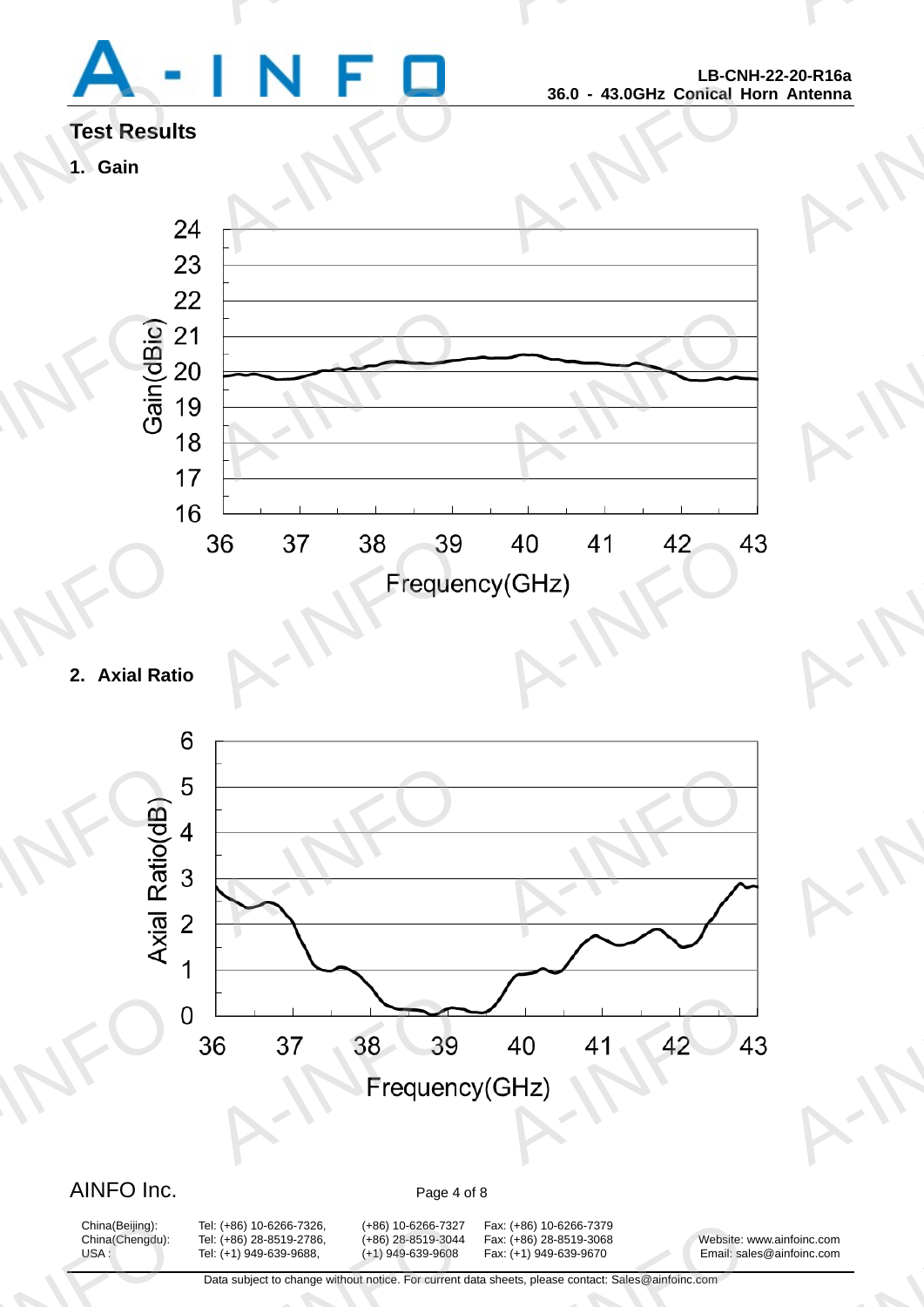## Test Results

### 1. Gain

### 2. Axial Ratio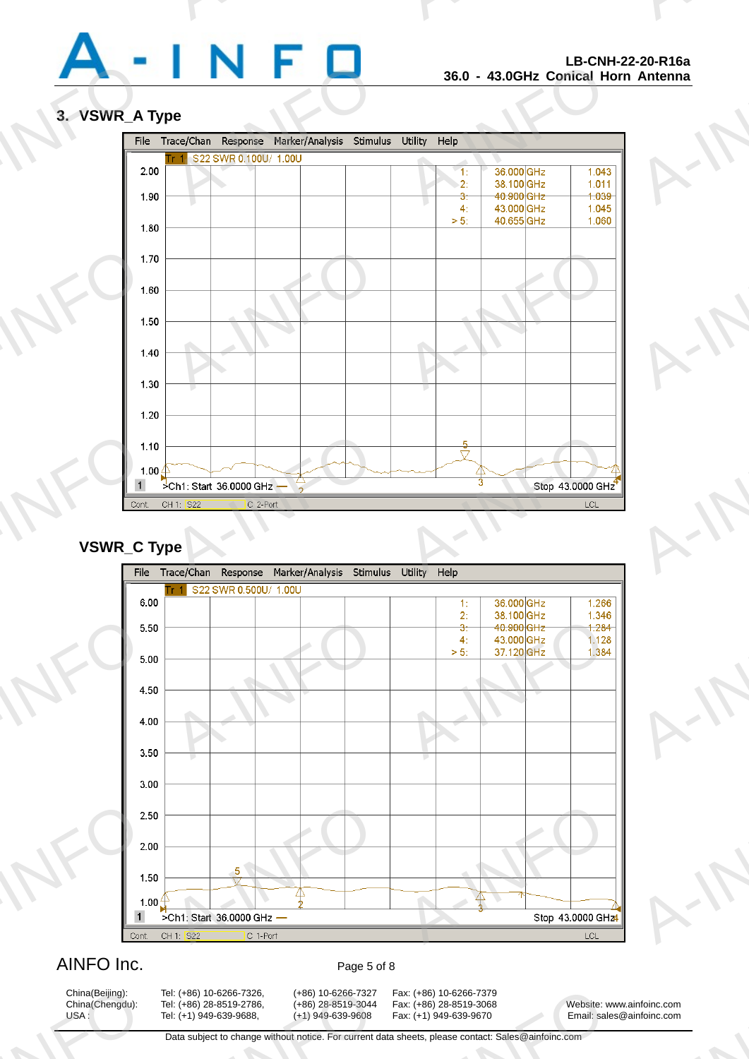## 3. VSWR_A Type

File Trace/Chan Response Marker/Analysis Stimulus Utility Help

Tr 1 S22 SWR 0.100U/ 1.00U

| Marker | Frequency | Value |
|---|---|---|
| 1: | 36.000 GHz | 1.043 |
| 2: | 38.100 GHz | 1.011 |
| 3: | 40.900 GHz | 1.039 |
| 4: | 43.000 GHz | 1.045 |
| > 5: | 40.655 GHz | 1.060 |

>Ch1: Start 36.0000 GHz — Stop 43.0000 GHz

Cont. CH 1: S22 C 2-Port LCL

## VSWR_C Type

File Trace/Chan Response Marker/Analysis Stimulus Utility Help

Tr 1 S22 SWR 0.500U/ 1.00U

| Marker | Frequency | Value |
|---|---|---|
| 1: | 36.000 GHz | 1.266 |
| 2: | 38.100 GHz | 1.346 |
| 3: | 40.900 GHz | 1.284 |
| 4: | 43.000 GHz | 1.128 |
| > 5: | 37.120 GHz | 1.384 |

>Ch1: Start 36.0000 GHz — Stop 43.0000 GHz

Cont. CH 1: S22 C 1-Port LCL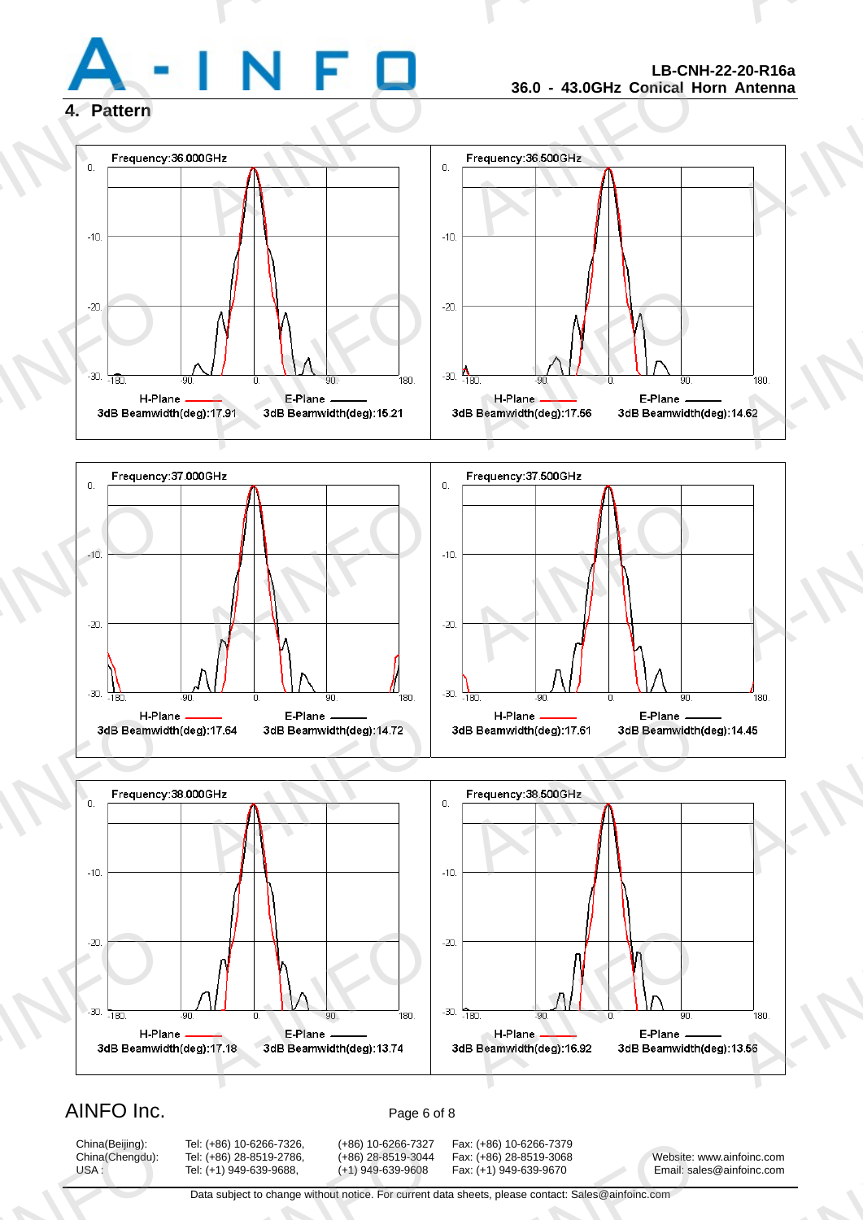## 4. Pattern

Frequency:36.000GHz

H-Plane 3dB Beamwidth(deg):17.91 E-Plane 3dB Beamwidth(deg):15.21

Frequency:36.500GHz

H-Plane 3dB Beamwidth(deg):17.56 E-Plane 3dB Beamwidth(deg):14.62

Frequency:37.000GHz

H-Plane 3dB Beamwidth(deg):17.64 E-Plane 3dB Beamwidth(deg):14.72

Frequency:37.500GHz

H-Plane 3dB Beamwidth(deg):17.61 E-Plane 3dB Beamwidth(deg):14.45

Frequency:38.000GHz

H-Plane 3dB Beamwidth(deg):17.18 E-Plane 3dB Beamwidth(deg):13.74

Frequency:38.500GHz

H-Plane 3dB Beamwidth(deg):16.92 E-Plane 3dB Beamwidth(deg):13.66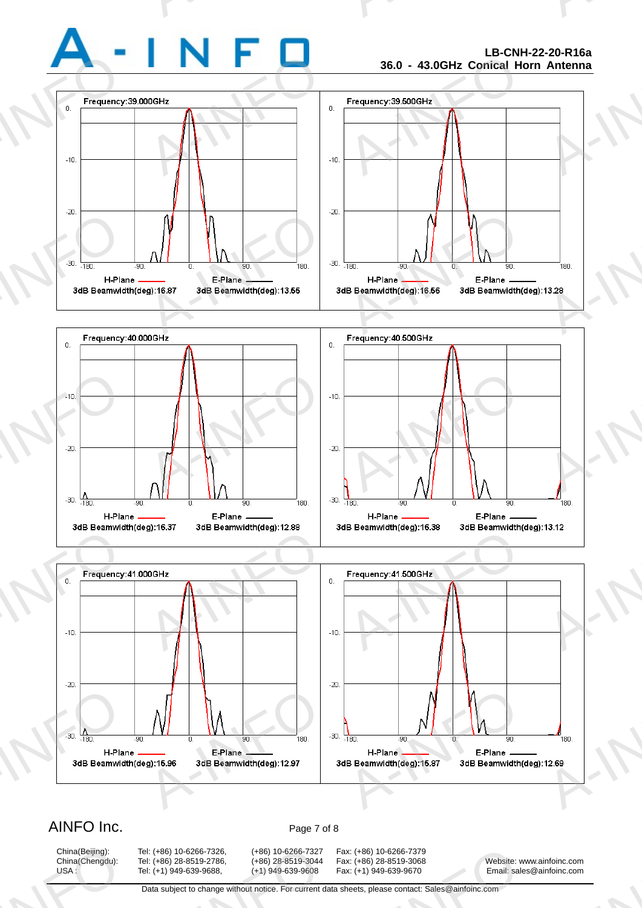# LB-CNH-22-20-R16a
## 36.0 - 43.0GHz Conical Horn Antenna

Frequency:39.000GHz

H-Plane 3dB Beamwidth(deg):16.87 E-Plane 3dB Beamwidth(deg):13.55

Frequency:39.500GHz

H-Plane 3dB Beamwidth(deg):16.56 E-Plane 3dB Beamwidth(deg):13.28

Frequency:40.000GHz

H-Plane 3dB Beamwidth(deg):16.37 E-Plane 3dB Beamwidth(deg):12.88

Frequency:40.500GHz

H-Plane 3dB Beamwidth(deg):16.38 E-Plane 3dB Beamwidth(deg):13.12

Frequency:41.000GHz

H-Plane 3dB Beamwidth(deg):15.96 E-Plane 3dB Beamwidth(deg):12.97

Frequency:41.500GHz

H-Plane 3dB Beamwidth(deg):15.87 E-Plane 3dB Beamwidth(deg):12.69

AINFO Inc.

| | | | |
|---|---|---|---|
| China(Beijing): | Tel: (+86) 10-6266-7326, | (+86) 10-6266-7327 | Fax: (+86) 10-6266-7379 |
| China(Chengdu): | Tel: (+86) 28-8519-2786, | (+86) 28-8519-3044 | Fax: (+86) 28-8519-3068 |
| USA : | Tel: (+1) 949-639-9688, | (+1) 949-639-9608 | Fax: (+1) 949-639-9670 |

Website: www.ainfoinc.com
Email: sales@ainfoinc.com

Data subject to change without notice. For current data sheets, please contact: Sales@ainfoinc.com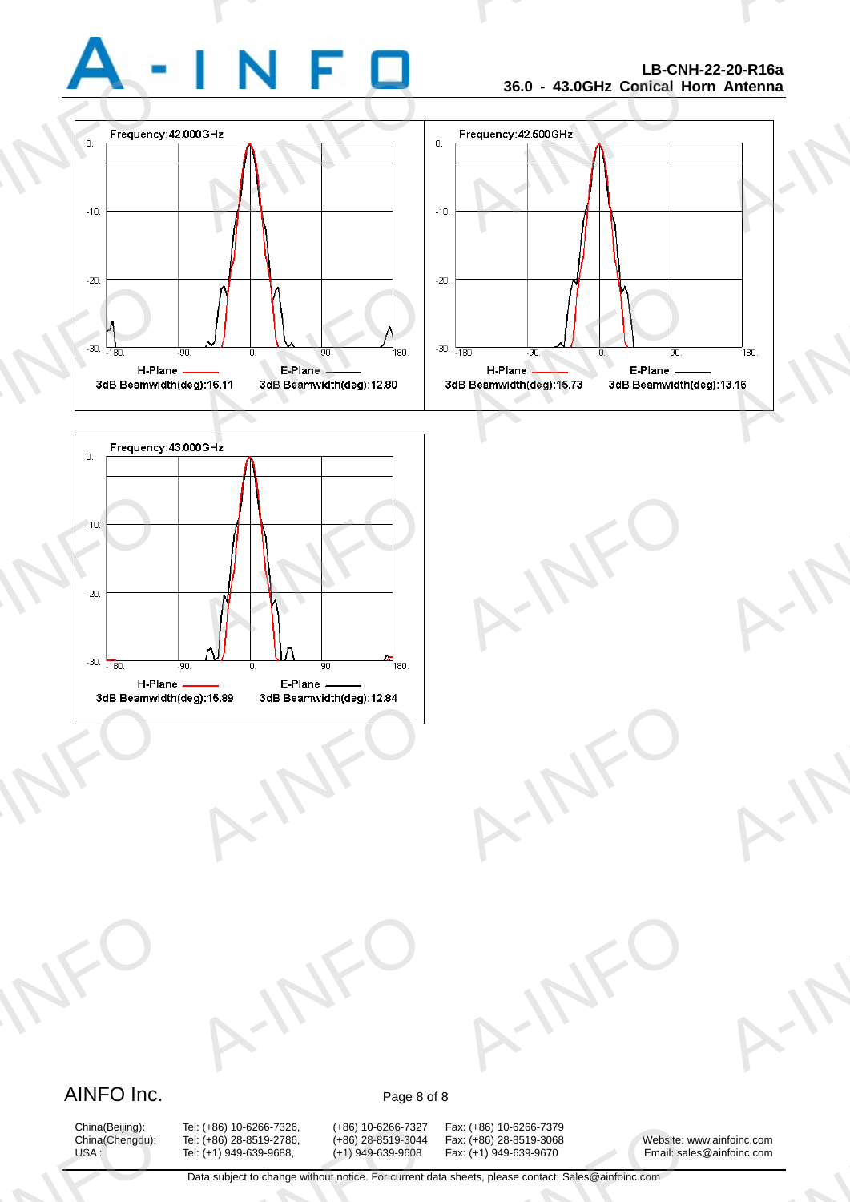Frequency:42.000GHz

0.
-10.
-20.
-30.
-180. -90. 0. 90. 180.

H-Plane
3dB Beamwidth(deg):16.11

E-Plane
3dB Beamwidth(deg):12.80

Frequency:42.500GHz

0.
-10.
-20.
-30.
-180. -90. 0. 90. 180.

H-Plane
3dB Beamwidth(deg):15.73

E-Plane
3dB Beamwidth(deg):13.16

Frequency:43.000GHz

0.
-10.
-20.
-30.
-180. -90. 0. 90. 180.

H-Plane
3dB Beamwidth(deg):15.89

E-Plane
3dB Beamwidth(deg):12.84